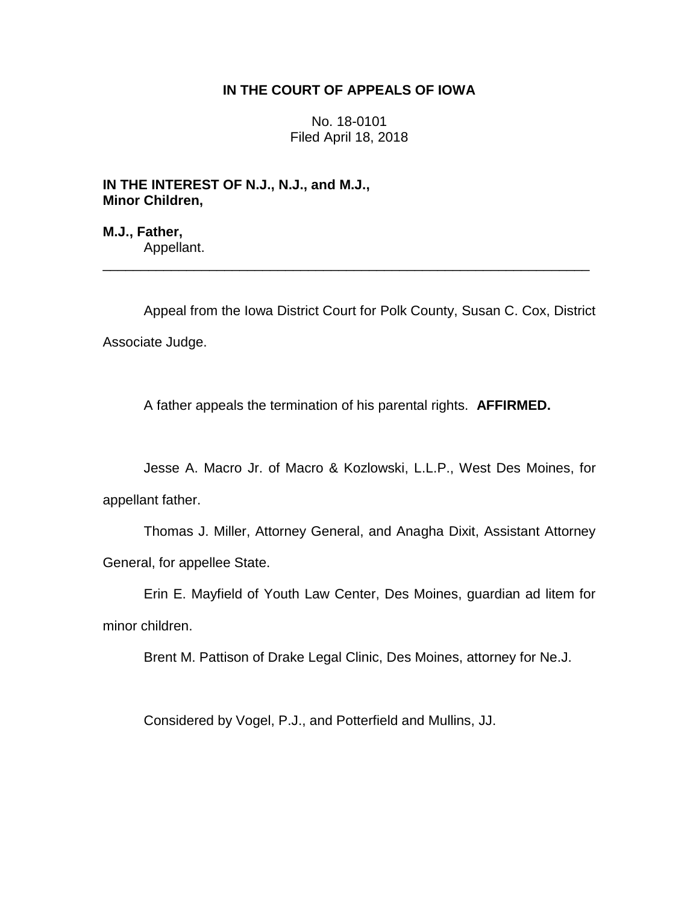**IN THE COURT OF APPEALS OF IOWA**

No. 18-0101
Filed April 18, 2018

**IN THE INTEREST OF N.J., N.J., and M.J., Minor Children,**

**M.J., Father,**
Appellant.

---

Appeal from the Iowa District Court for Polk County, Susan C. Cox, District Associate Judge.

A father appeals the termination of his parental rights. **AFFIRMED.**

Jesse A. Macro Jr. of Macro & Kozlowski, L.L.P., West Des Moines, for appellant father.

Thomas J. Miller, Attorney General, and Anagha Dixit, Assistant Attorney General, for appellee State.

Erin E. Mayfield of Youth Law Center, Des Moines, guardian ad litem for minor children.

Brent M. Pattison of Drake Legal Clinic, Des Moines, attorney for Ne.J.

Considered by Vogel, P.J., and Potterfield and Mullins, JJ.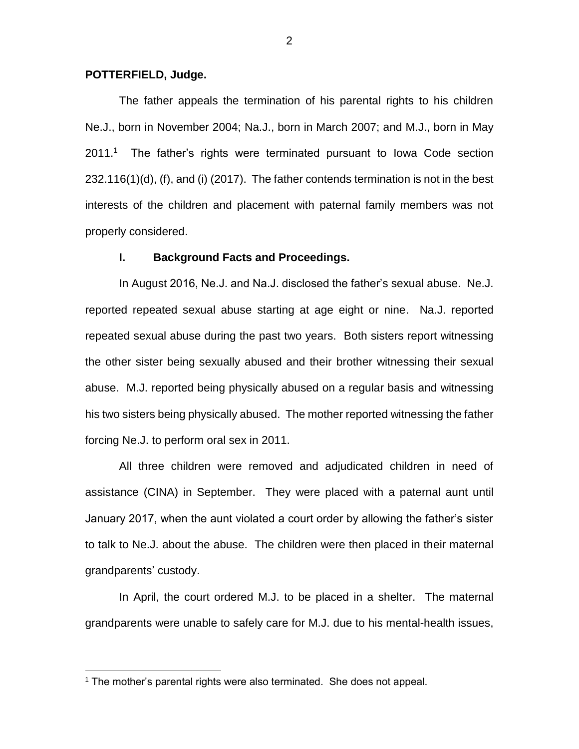**POTTERFIELD, Judge.**

The father appeals the termination of his parental rights to his children Ne.J., born in November 2004; Na.J., born in March 2007; and M.J., born in May 2011.[1] The father's rights were terminated pursuant to Iowa Code section 232.116(1)(d), (f), and (i) (2017). The father contends termination is not in the best interests of the children and placement with paternal family members was not properly considered.

## I. Background Facts and Proceedings.

In August 2016, Ne.J. and Na.J. disclosed the father's sexual abuse. Ne.J. reported repeated sexual abuse starting at age eight or nine. Na.J. reported repeated sexual abuse during the past two years. Both sisters report witnessing the other sister being sexually abused and their brother witnessing their sexual abuse. M.J. reported being physically abused on a regular basis and witnessing his two sisters being physically abused. The mother reported witnessing the father forcing Ne.J. to perform oral sex in 2011.

All three children were removed and adjudicated children in need of assistance (CINA) in September. They were placed with a paternal aunt until January 2017, when the aunt violated a court order by allowing the father's sister to talk to Ne.J. about the abuse. The children were then placed in their maternal grandparents' custody.

In April, the court ordered M.J. to be placed in a shelter. The maternal grandparents were unable to safely care for M.J. due to his mental-health issues,

[1] The mother's parental rights were also terminated. She does not appeal.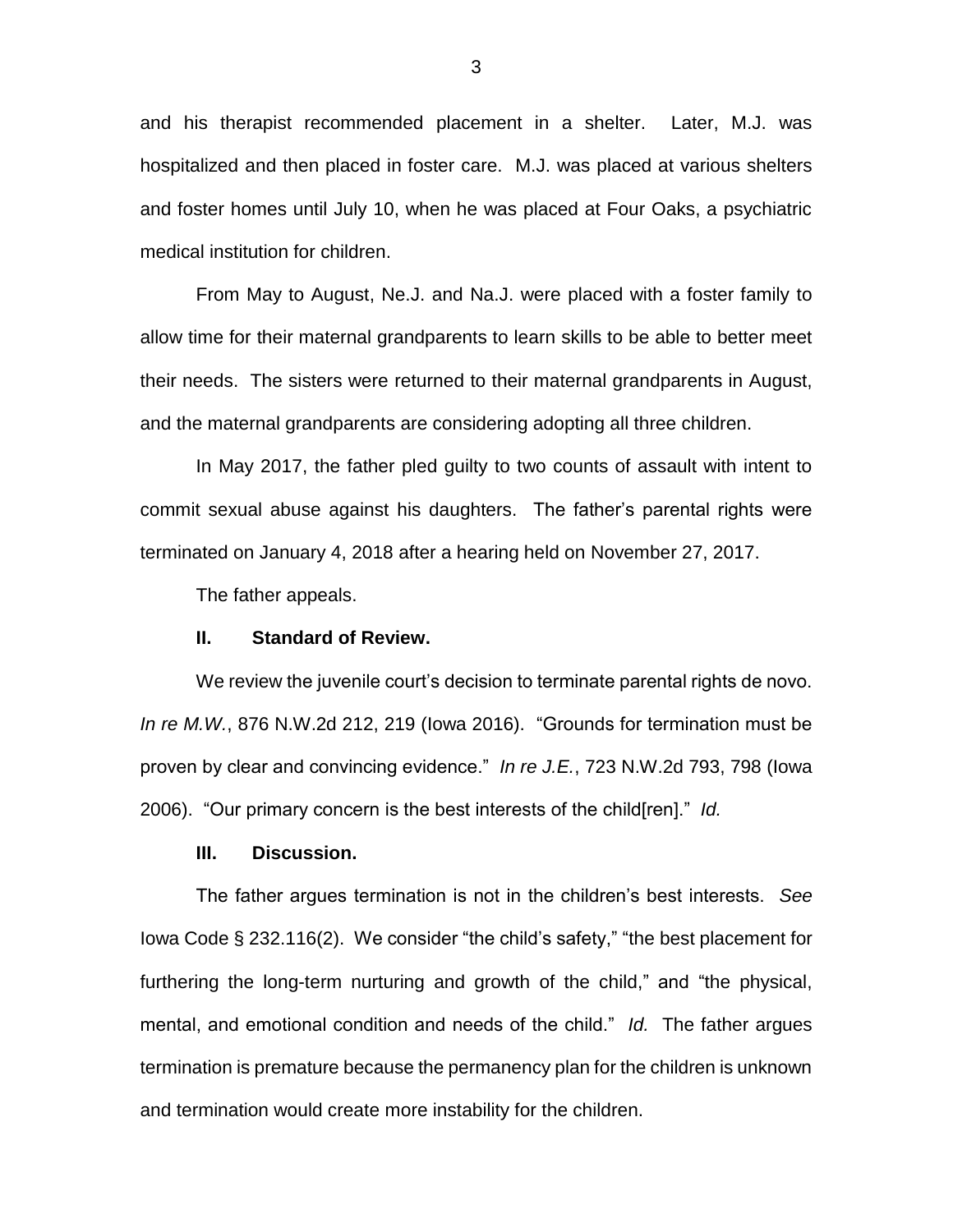and his therapist recommended placement in a shelter. Later, M.J. was hospitalized and then placed in foster care. M.J. was placed at various shelters and foster homes until July 10, when he was placed at Four Oaks, a psychiatric medical institution for children.

From May to August, Ne.J. and Na.J. were placed with a foster family to allow time for their maternal grandparents to learn skills to be able to better meet their needs. The sisters were returned to their maternal grandparents in August, and the maternal grandparents are considering adopting all three children.

In May 2017, the father pled guilty to two counts of assault with intent to commit sexual abuse against his daughters. The father's parental rights were terminated on January 4, 2018 after a hearing held on November 27, 2017.

The father appeals.

## II. Standard of Review.

We review the juvenile court's decision to terminate parental rights de novo. *In re M.W.*, 876 N.W.2d 212, 219 (Iowa 2016). "Grounds for termination must be proven by clear and convincing evidence." *In re J.E.*, 723 N.W.2d 793, 798 (Iowa 2006). "Our primary concern is the best interests of the child[ren]." *Id.*

## III. Discussion.

The father argues termination is not in the children's best interests. *See* Iowa Code § 232.116(2). We consider "the child's safety," "the best placement for furthering the long-term nurturing and growth of the child," and "the physical, mental, and emotional condition and needs of the child." *Id.* The father argues termination is premature because the permanency plan for the children is unknown and termination would create more instability for the children.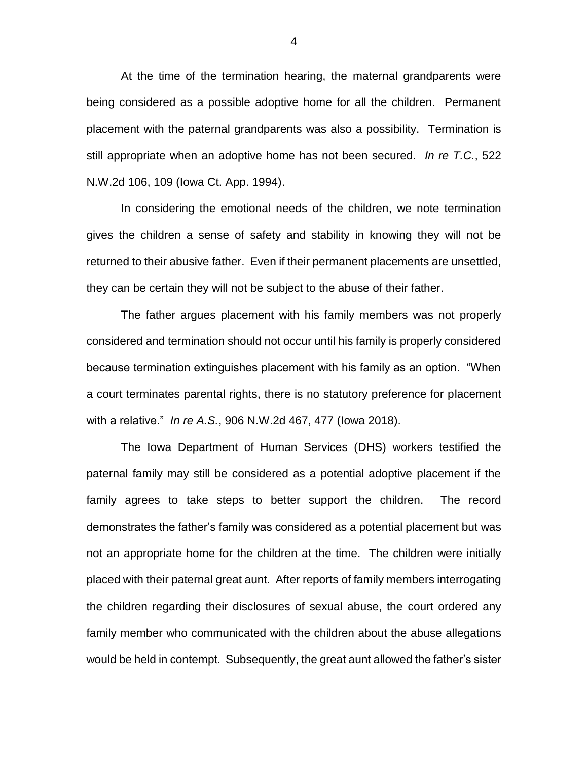At the time of the termination hearing, the maternal grandparents were being considered as a possible adoptive home for all the children. Permanent placement with the paternal grandparents was also a possibility. Termination is still appropriate when an adoptive home has not been secured. *In re T.C.*, 522 N.W.2d 106, 109 (Iowa Ct. App. 1994).

In considering the emotional needs of the children, we note termination gives the children a sense of safety and stability in knowing they will not be returned to their abusive father. Even if their permanent placements are unsettled, they can be certain they will not be subject to the abuse of their father.

The father argues placement with his family members was not properly considered and termination should not occur until his family is properly considered because termination extinguishes placement with his family as an option. "When a court terminates parental rights, there is no statutory preference for placement with a relative." *In re A.S.*, 906 N.W.2d 467, 477 (Iowa 2018).

The Iowa Department of Human Services (DHS) workers testified the paternal family may still be considered as a potential adoptive placement if the family agrees to take steps to better support the children. The record demonstrates the father's family was considered as a potential placement but was not an appropriate home for the children at the time. The children were initially placed with their paternal great aunt. After reports of family members interrogating the children regarding their disclosures of sexual abuse, the court ordered any family member who communicated with the children about the abuse allegations would be held in contempt. Subsequently, the great aunt allowed the father's sister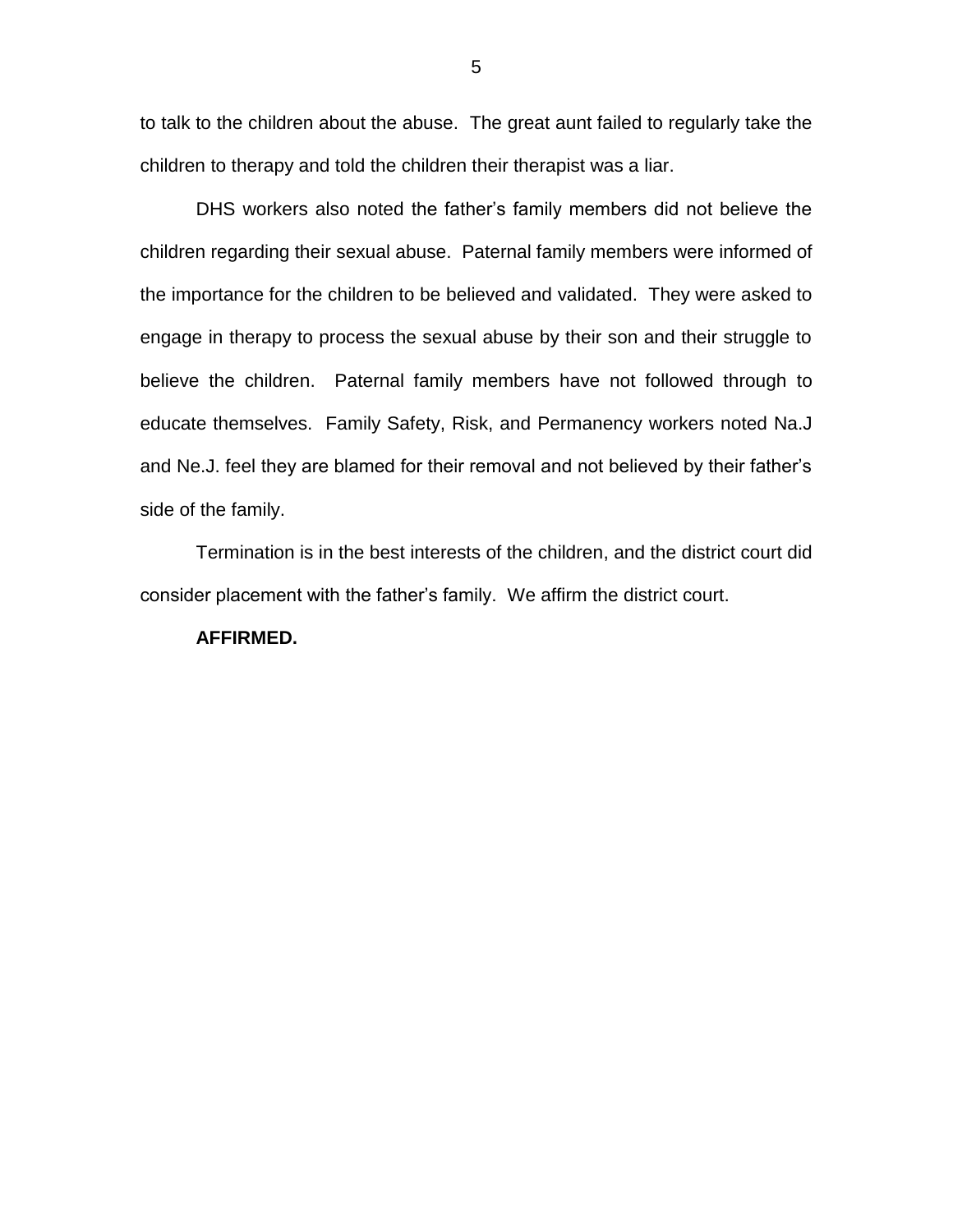to talk to the children about the abuse. The great aunt failed to regularly take the children to therapy and told the children their therapist was a liar.

DHS workers also noted the father's family members did not believe the children regarding their sexual abuse. Paternal family members were informed of the importance for the children to be believed and validated. They were asked to engage in therapy to process the sexual abuse by their son and their struggle to believe the children. Paternal family members have not followed through to educate themselves. Family Safety, Risk, and Permanency workers noted Na.J and Ne.J. feel they are blamed for their removal and not believed by their father's side of the family.

Termination is in the best interests of the children, and the district court did consider placement with the father's family. We affirm the district court.

**AFFIRMED.**